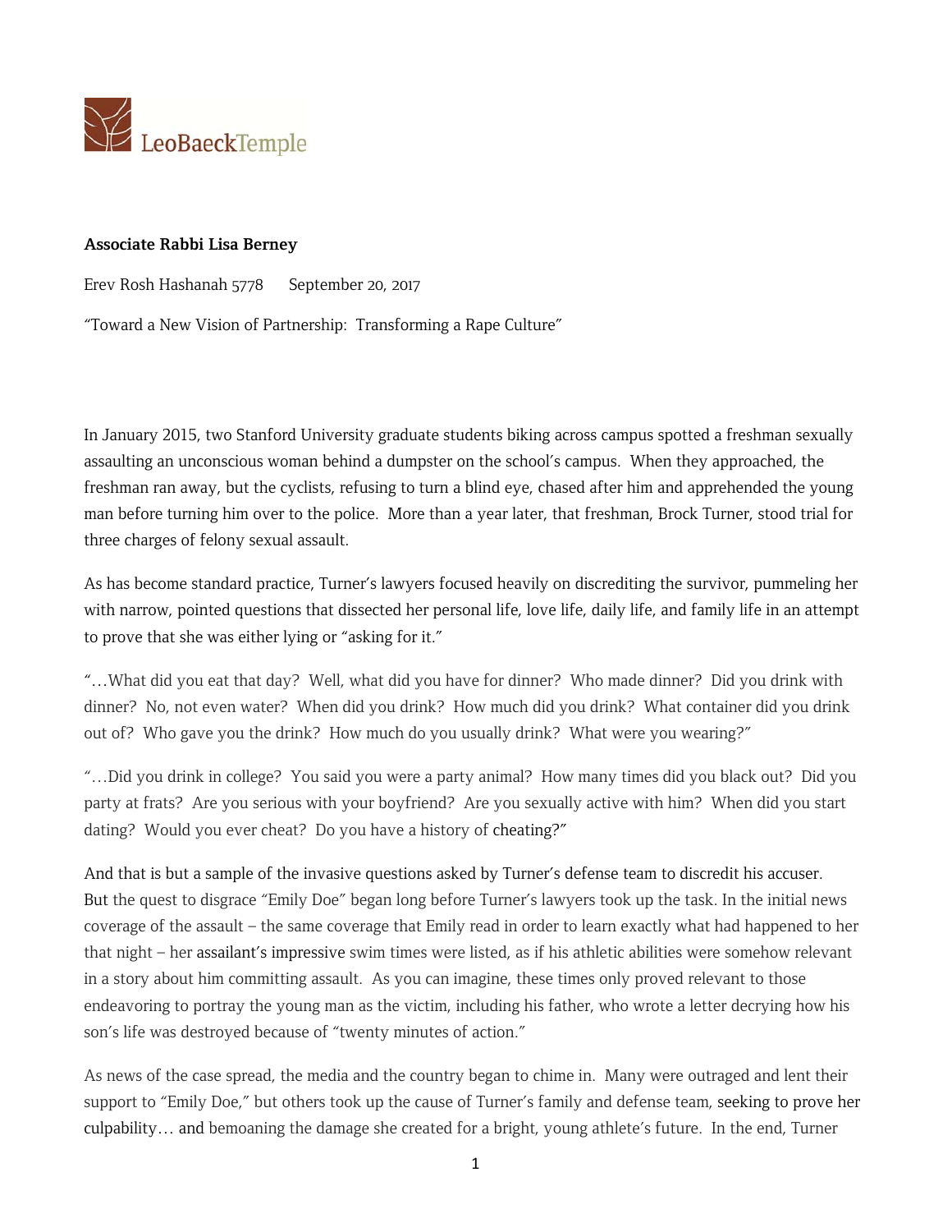LeoBaeckTemple

**Associate Rabbi Lisa Berney**

Erev Rosh Hashanah 5778 September 20, 2017

"Toward a New Vision of Partnership: Transforming a Rape Culture"

In January 2015, two Stanford University graduate students biking across campus spotted a freshman sexually assaulting an unconscious woman behind a dumpster on the school's campus. When they approached, the freshman ran away, but the cyclists, refusing to turn a blind eye, chased after him and apprehended the young man before turning him over to the police. More than a year later, that freshman, Brock Turner, stood trial for three charges of felony sexual assault.

As has become standard practice, Turner's lawyers focused heavily on discrediting the survivor, pummeling her with narrow, pointed questions that dissected her personal life, love life, daily life, and family life in an attempt to prove that she was either lying or "asking for it."

"…What did you eat that day? Well, what did you have for dinner? Who made dinner? Did you drink with dinner? No, not even water? When did you drink? How much did you drink? What container did you drink out of? Who gave you the drink? How much do you usually drink? What were you wearing?"

"…Did you drink in college? You said you were a party animal? How many times did you black out? Did you party at frats? Are you serious with your boyfriend? Are you sexually active with him? When did you start dating? Would you ever cheat? Do you have a history of cheating?"

And that is but a sample of the invasive questions asked by Turner's defense team to discredit his accuser. But the quest to disgrace "Emily Doe" began long before Turner's lawyers took up the task. In the initial news coverage of the assault – the same coverage that Emily read in order to learn exactly what had happened to her that night – her assailant's impressive swim times were listed, as if his athletic abilities were somehow relevant in a story about him committing assault. As you can imagine, these times only proved relevant to those endeavoring to portray the young man as the victim, including his father, who wrote a letter decrying how his son's life was destroyed because of "twenty minutes of action."

As news of the case spread, the media and the country began to chime in. Many were outraged and lent their support to "Emily Doe," but others took up the cause of Turner's family and defense team, seeking to prove her culpability… and bemoaning the damage she created for a bright, young athlete's future. In the end, Turner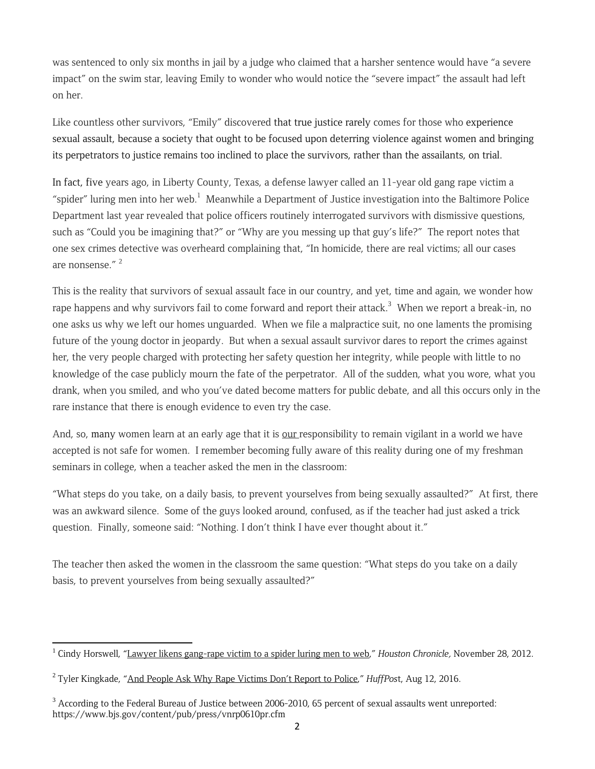was sentenced to only six months in jail by a judge who claimed that a harsher sentence would have "a severe impact" on the swim star, leaving Emily to wonder who would notice the "severe impact" the assault had left on her.

Like countless other survivors, "Emily" discovered that true justice rarely comes for those who experience sexual assault, because a society that ought to be focused upon deterring violence against women and bringing its perpetrators to justice remains too inclined to place the survivors, rather than the assailants, on trial.

In fact, five years ago, in Liberty County, Texas, a defense lawyer called an 11-year old gang rape victim a "spider" luring men into her web.[1] Meanwhile a Department of Justice investigation into the Baltimore Police Department last year revealed that police officers routinely interrogated survivors with dismissive questions, such as "Could you be imagining that?" or "Why are you messing up that guy's life?" The report notes that one sex crimes detective was overheard complaining that, "In homicide, there are real victims; all our cases are nonsense." [2]

This is the reality that survivors of sexual assault face in our country, and yet, time and again, we wonder how rape happens and why survivors fail to come forward and report their attack.[3] When we report a break-in, no one asks us why we left our homes unguarded. When we file a malpractice suit, no one laments the promising future of the young doctor in jeopardy. But when a sexual assault survivor dares to report the crimes against her, the very people charged with protecting her safety question her integrity, while people with little to no knowledge of the case publicly mourn the fate of the perpetrator. All of the sudden, what you wore, what you drank, when you smiled, and who you've dated become matters for public debate, and all this occurs only in the rare instance that there is enough evidence to even try the case.

And, so, many women learn at an early age that it is <u>our</u> responsibility to remain vigilant in a world we have accepted is not safe for women. I remember becoming fully aware of this reality during one of my freshman seminars in college, when a teacher asked the men in the classroom:

"What steps do you take, on a daily basis, to prevent yourselves from being sexually assaulted?" At first, there was an awkward silence. Some of the guys looked around, confused, as if the teacher had just asked a trick question. Finally, someone said: "Nothing. I don't think I have ever thought about it."

The teacher then asked the women in the classroom the same question: "What steps do you take on a daily basis, to prevent yourselves from being sexually assaulted?"

---

[1] Cindy Horswell, "<u>Lawyer likens gang-rape victim to a spider luring men to web</u>," *Houston Chronicle,* November 28, 2012.

[2] Tyler Kingkade, "<u>And People Ask Why Rape Victims Don't Report to Police</u>," *HuffPost*, Aug 12, 2016.

[3] According to the Federal Bureau of Justice between 2006-2010, 65 percent of sexual assaults went unreported: https://www.bjs.gov/content/pub/press/vnrp0610pr.cfm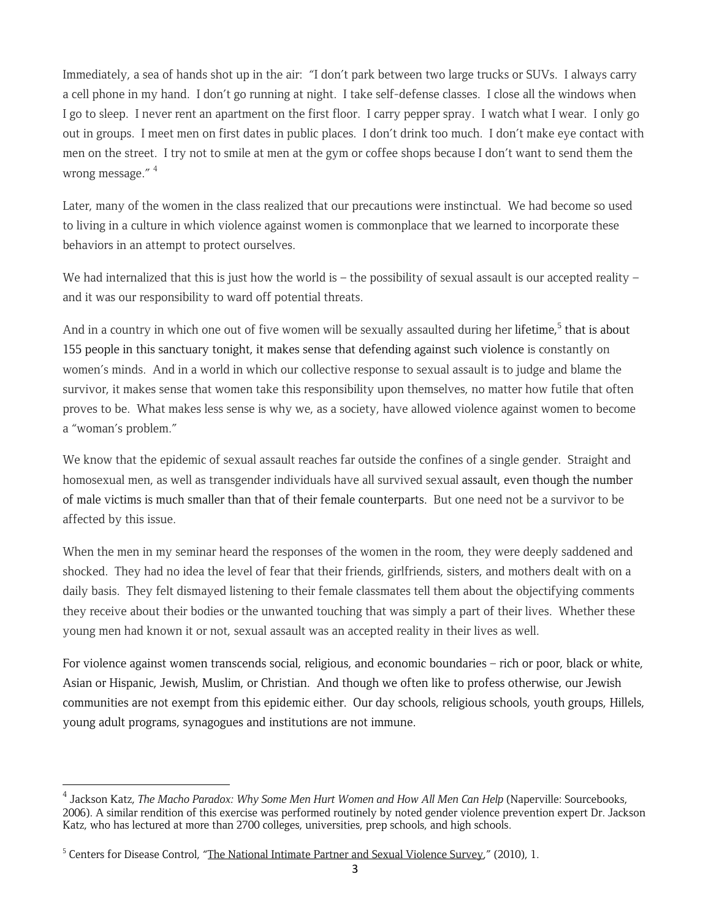Immediately, a sea of hands shot up in the air: "I don't park between two large trucks or SUVs. I always carry a cell phone in my hand. I don't go running at night. I take self-defense classes. I close all the windows when I go to sleep. I never rent an apartment on the first floor. I carry pepper spray. I watch what I wear. I only go out in groups. I meet men on first dates in public places. I don't drink too much. I don't make eye contact with men on the street. I try not to smile at men at the gym or coffee shops because I don't want to send them the wrong message." [4]

Later, many of the women in the class realized that our precautions were instinctual. We had become so used to living in a culture in which violence against women is commonplace that we learned to incorporate these behaviors in an attempt to protect ourselves.

We had internalized that this is just how the world is – the possibility of sexual assault is our accepted reality – and it was our responsibility to ward off potential threats.

And in a country in which one out of five women will be sexually assaulted during her lifetime,[5] that is about 155 people in this sanctuary tonight, it makes sense that defending against such violence is constantly on women's minds. And in a world in which our collective response to sexual assault is to judge and blame the survivor, it makes sense that women take this responsibility upon themselves, no matter how futile that often proves to be. What makes less sense is why we, as a society, have allowed violence against women to become a "woman's problem."

We know that the epidemic of sexual assault reaches far outside the confines of a single gender. Straight and homosexual men, as well as transgender individuals have all survived sexual assault, even though the number of male victims is much smaller than that of their female counterparts. But one need not be a survivor to be affected by this issue.

When the men in my seminar heard the responses of the women in the room, they were deeply saddened and shocked. They had no idea the level of fear that their friends, girlfriends, sisters, and mothers dealt with on a daily basis. They felt dismayed listening to their female classmates tell them about the objectifying comments they receive about their bodies or the unwanted touching that was simply a part of their lives. Whether these young men had known it or not, sexual assault was an accepted reality in their lives as well.

For violence against women transcends social, religious, and economic boundaries – rich or poor, black or white, Asian or Hispanic, Jewish, Muslim, or Christian. And though we often like to profess otherwise, our Jewish communities are not exempt from this epidemic either. Our day schools, religious schools, youth groups, Hillels, young adult programs, synagogues and institutions are not immune.

---

[4] Jackson Katz, *The Macho Paradox: Why Some Men Hurt Women and How All Men Can Help* (Naperville: Sourcebooks, 2006). A similar rendition of this exercise was performed routinely by noted gender violence prevention expert Dr. Jackson Katz, who has lectured at more than 2700 colleges, universities, prep schools, and high schools.

[5] Centers for Disease Control, "The National Intimate Partner and Sexual Violence Survey," (2010), 1.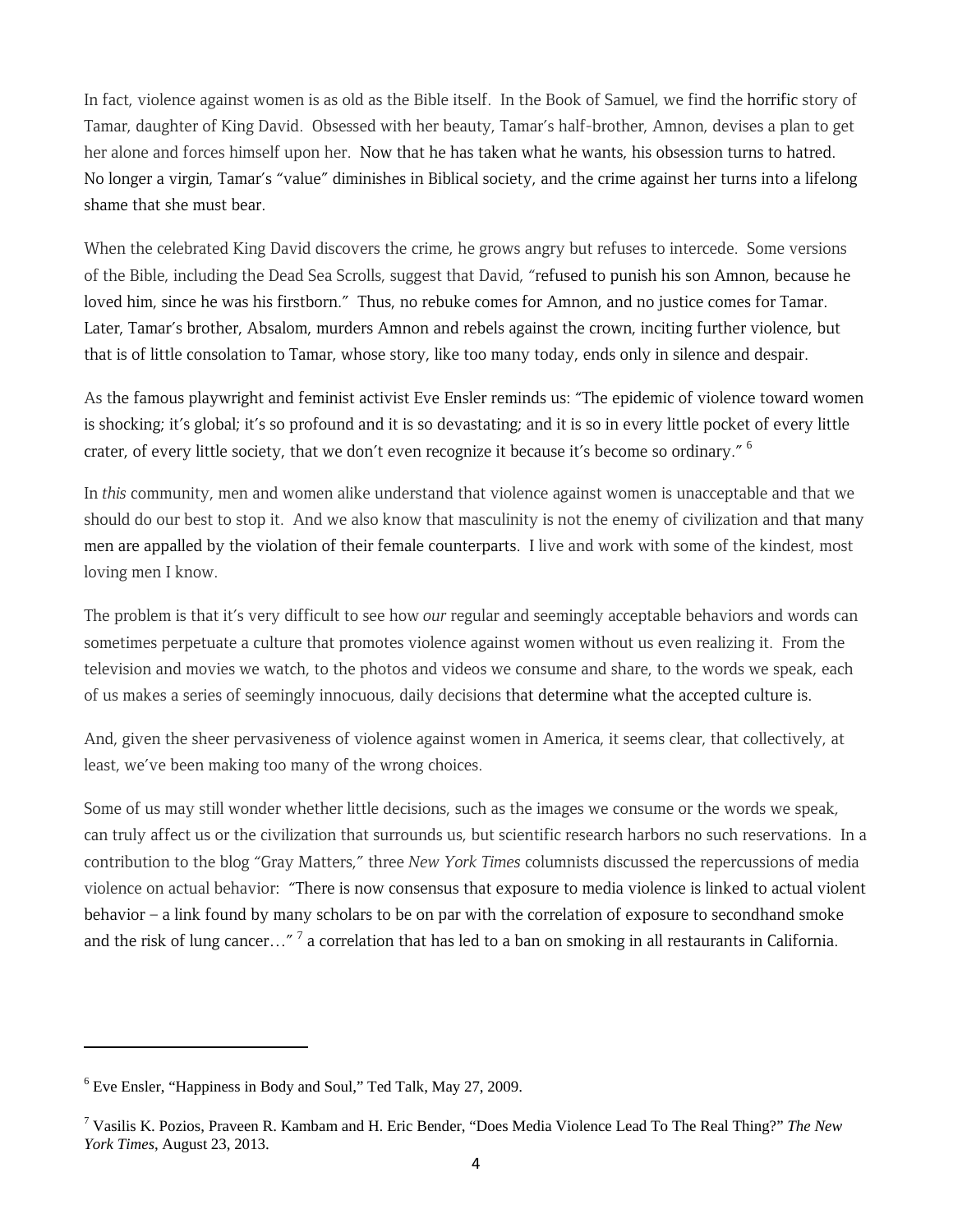In fact, violence against women is as old as the Bible itself. In the Book of Samuel, we find the horrific story of Tamar, daughter of King David. Obsessed with her beauty, Tamar's half-brother, Amnon, devises a plan to get her alone and forces himself upon her. Now that he has taken what he wants, his obsession turns to hatred. No longer a virgin, Tamar's "value" diminishes in Biblical society, and the crime against her turns into a lifelong shame that she must bear.

When the celebrated King David discovers the crime, he grows angry but refuses to intercede. Some versions of the Bible, including the Dead Sea Scrolls, suggest that David, "refused to punish his son Amnon, because he loved him, since he was his firstborn." Thus, no rebuke comes for Amnon, and no justice comes for Tamar. Later, Tamar's brother, Absalom, murders Amnon and rebels against the crown, inciting further violence, but that is of little consolation to Tamar, whose story, like too many today, ends only in silence and despair.

As the famous playwright and feminist activist Eve Ensler reminds us: "The epidemic of violence toward women is shocking; it's global; it's so profound and it is so devastating; and it is so in every little pocket of every little crater, of every little society, that we don't even recognize it because it's become so ordinary." [6]

In *this* community, men and women alike understand that violence against women is unacceptable and that we should do our best to stop it. And we also know that masculinity is not the enemy of civilization and that many men are appalled by the violation of their female counterparts. I live and work with some of the kindest, most loving men I know.

The problem is that it's very difficult to see how *our* regular and seemingly acceptable behaviors and words can sometimes perpetuate a culture that promotes violence against women without us even realizing it. From the television and movies we watch, to the photos and videos we consume and share, to the words we speak, each of us makes a series of seemingly innocuous, daily decisions that determine what the accepted culture is.

And, given the sheer pervasiveness of violence against women in America, it seems clear, that collectively, at least, we've been making too many of the wrong choices.

Some of us may still wonder whether little decisions, such as the images we consume or the words we speak, can truly affect us or the civilization that surrounds us, but scientific research harbors no such reservations. In a contribution to the blog "Gray Matters," three *New York Times* columnists discussed the repercussions of media violence on actual behavior: "There is now consensus that exposure to media violence is linked to actual violent behavior – a link found by many scholars to be on par with the correlation of exposure to secondhand smoke and the risk of lung cancer…" [7] a correlation that has led to a ban on smoking in all restaurants in California.

---

[6] Eve Ensler, "Happiness in Body and Soul," Ted Talk, May 27, 2009.

[7] Vasilis K. Pozios, Praveen R. Kambam and H. Eric Bender, "Does Media Violence Lead To The Real Thing?" *The New York Times*, August 23, 2013.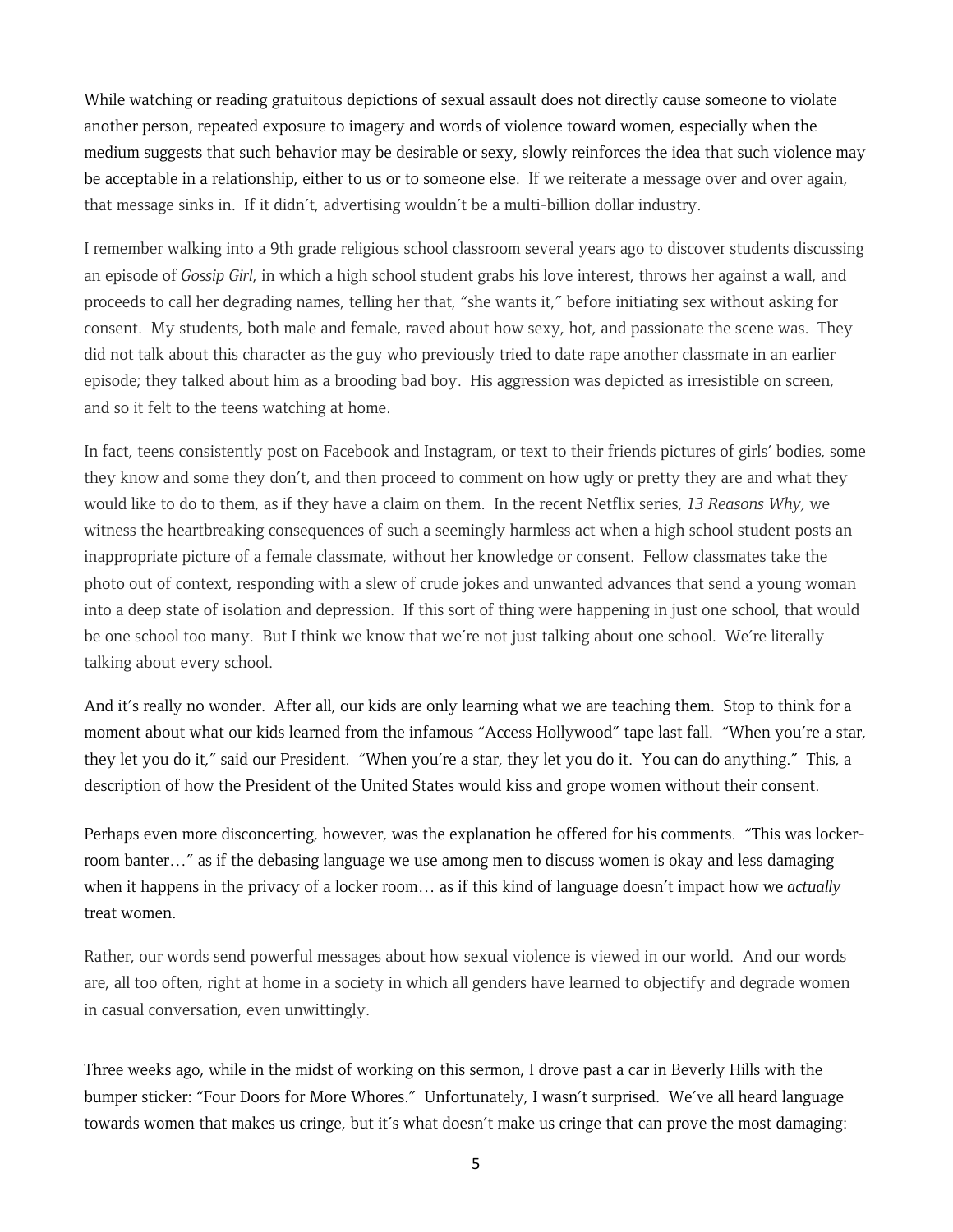While watching or reading gratuitous depictions of sexual assault does not directly cause someone to violate another person, repeated exposure to imagery and words of violence toward women, especially when the medium suggests that such behavior may be desirable or sexy, slowly reinforces the idea that such violence may be acceptable in a relationship, either to us or to someone else. If we reiterate a message over and over again, that message sinks in. If it didn't, advertising wouldn't be a multi-billion dollar industry.

I remember walking into a 9th grade religious school classroom several years ago to discover students discussing an episode of *Gossip Girl*, in which a high school student grabs his love interest, throws her against a wall, and proceeds to call her degrading names, telling her that, "she wants it," before initiating sex without asking for consent. My students, both male and female, raved about how sexy, hot, and passionate the scene was. They did not talk about this character as the guy who previously tried to date rape another classmate in an earlier episode; they talked about him as a brooding bad boy. His aggression was depicted as irresistible on screen, and so it felt to the teens watching at home.

In fact, teens consistently post on Facebook and Instagram, or text to their friends pictures of girls' bodies, some they know and some they don't, and then proceed to comment on how ugly or pretty they are and what they would like to do to them, as if they have a claim on them. In the recent Netflix series, *13 Reasons Why,* we witness the heartbreaking consequences of such a seemingly harmless act when a high school student posts an inappropriate picture of a female classmate, without her knowledge or consent. Fellow classmates take the photo out of context, responding with a slew of crude jokes and unwanted advances that send a young woman into a deep state of isolation and depression. If this sort of thing were happening in just one school, that would be one school too many. But I think we know that we're not just talking about one school. We're literally talking about every school.

And it's really no wonder. After all, our kids are only learning what we are teaching them. Stop to think for a moment about what our kids learned from the infamous "Access Hollywood" tape last fall. "When you're a star, they let you do it," said our President. "When you're a star, they let you do it. You can do anything." This, a description of how the President of the United States would kiss and grope women without their consent.

Perhaps even more disconcerting, however, was the explanation he offered for his comments. "This was locker-room banter…" as if the debasing language we use among men to discuss women is okay and less damaging when it happens in the privacy of a locker room… as if this kind of language doesn't impact how we *actually* treat women.

Rather, our words send powerful messages about how sexual violence is viewed in our world. And our words are, all too often, right at home in a society in which all genders have learned to objectify and degrade women in casual conversation, even unwittingly.

Three weeks ago, while in the midst of working on this sermon, I drove past a car in Beverly Hills with the bumper sticker: "Four Doors for More Whores." Unfortunately, I wasn't surprised. We've all heard language towards women that makes us cringe, but it's what doesn't make us cringe that can prove the most damaging: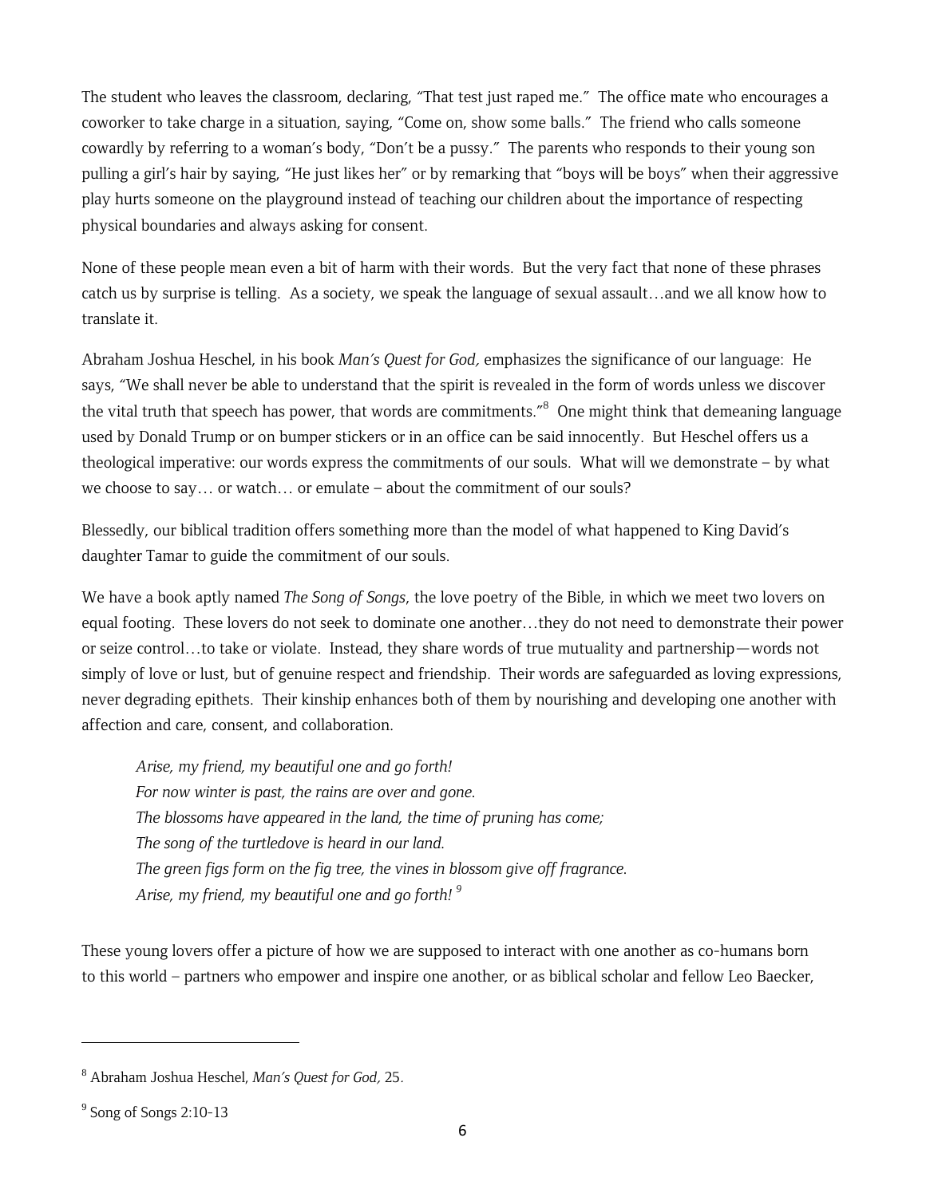The student who leaves the classroom, declaring, "That test just raped me." The office mate who encourages a coworker to take charge in a situation, saying, "Come on, show some balls." The friend who calls someone cowardly by referring to a woman's body, "Don't be a pussy." The parents who responds to their young son pulling a girl's hair by saying, "He just likes her" or by remarking that "boys will be boys" when their aggressive play hurts someone on the playground instead of teaching our children about the importance of respecting physical boundaries and always asking for consent.

None of these people mean even a bit of harm with their words. But the very fact that none of these phrases catch us by surprise is telling. As a society, we speak the language of sexual assault…and we all know how to translate it.

Abraham Joshua Heschel, in his book *Man's Quest for God,* emphasizes the significance of our language: He says, "We shall never be able to understand that the spirit is revealed in the form of words unless we discover the vital truth that speech has power, that words are commitments."[8] One might think that demeaning language used by Donald Trump or on bumper stickers or in an office can be said innocently. But Heschel offers us a theological imperative: our words express the commitments of our souls. What will we demonstrate – by what we choose to say… or watch… or emulate – about the commitment of our souls?

Blessedly, our biblical tradition offers something more than the model of what happened to King David's daughter Tamar to guide the commitment of our souls.

We have a book aptly named *The Song of Songs*, the love poetry of the Bible, in which we meet two lovers on equal footing. These lovers do not seek to dominate one another…they do not need to demonstrate their power or seize control…to take or violate. Instead, they share words of true mutuality and partnership—words not simply of love or lust, but of genuine respect and friendship. Their words are safeguarded as loving expressions, never degrading epithets. Their kinship enhances both of them by nourishing and developing one another with affection and care, consent, and collaboration.

> *Arise, my friend, my beautiful one and go forth!*
> *For now winter is past, the rains are over and gone.*
> *The blossoms have appeared in the land, the time of pruning has come;*
> *The song of the turtledove is heard in our land.*
> *The green figs form on the fig tree, the vines in blossom give off fragrance.*
> *Arise, my friend, my beautiful one and go forth!* [9]

These young lovers offer a picture of how we are supposed to interact with one another as co-humans born to this world – partners who empower and inspire one another, or as biblical scholar and fellow Leo Baecker,

---

[8] Abraham Joshua Heschel, *Man's Quest for God,* 25.

[9] Song of Songs 2:10-13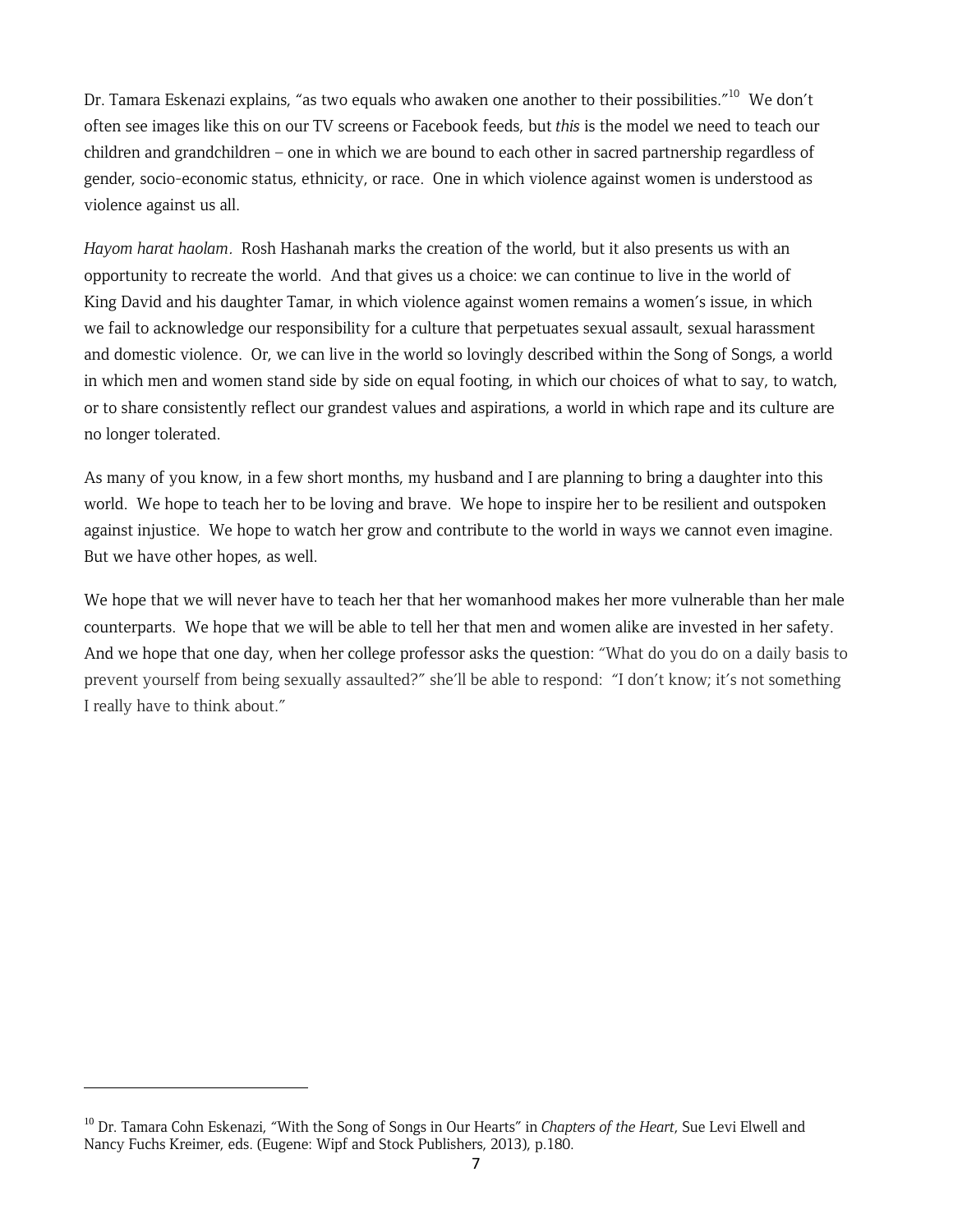Dr. Tamara Eskenazi explains, "as two equals who awaken one another to their possibilities."[10] We don't often see images like this on our TV screens or Facebook feeds, but *this* is the model we need to teach our children and grandchildren – one in which we are bound to each other in sacred partnership regardless of gender, socio-economic status, ethnicity, or race. One in which violence against women is understood as violence against us all.

*Hayom harat haolam*. Rosh Hashanah marks the creation of the world, but it also presents us with an opportunity to recreate the world. And that gives us a choice: we can continue to live in the world of King David and his daughter Tamar, in which violence against women remains a women's issue, in which we fail to acknowledge our responsibility for a culture that perpetuates sexual assault, sexual harassment and domestic violence. Or, we can live in the world so lovingly described within the Song of Songs, a world in which men and women stand side by side on equal footing, in which our choices of what to say, to watch, or to share consistently reflect our grandest values and aspirations, a world in which rape and its culture are no longer tolerated.

As many of you know, in a few short months, my husband and I are planning to bring a daughter into this world. We hope to teach her to be loving and brave. We hope to inspire her to be resilient and outspoken against injustice. We hope to watch her grow and contribute to the world in ways we cannot even imagine. But we have other hopes, as well.

We hope that we will never have to teach her that her womanhood makes her more vulnerable than her male counterparts. We hope that we will be able to tell her that men and women alike are invested in her safety. And we hope that one day, when her college professor asks the question: "What do you do on a daily basis to prevent yourself from being sexually assaulted?" she'll be able to respond: "I don't know; it's not something I really have to think about."

---

[10] Dr. Tamara Cohn Eskenazi, "With the Song of Songs in Our Hearts" in *Chapters of the Heart*, Sue Levi Elwell and Nancy Fuchs Kreimer, eds. (Eugene: Wipf and Stock Publishers, 2013), p.180.